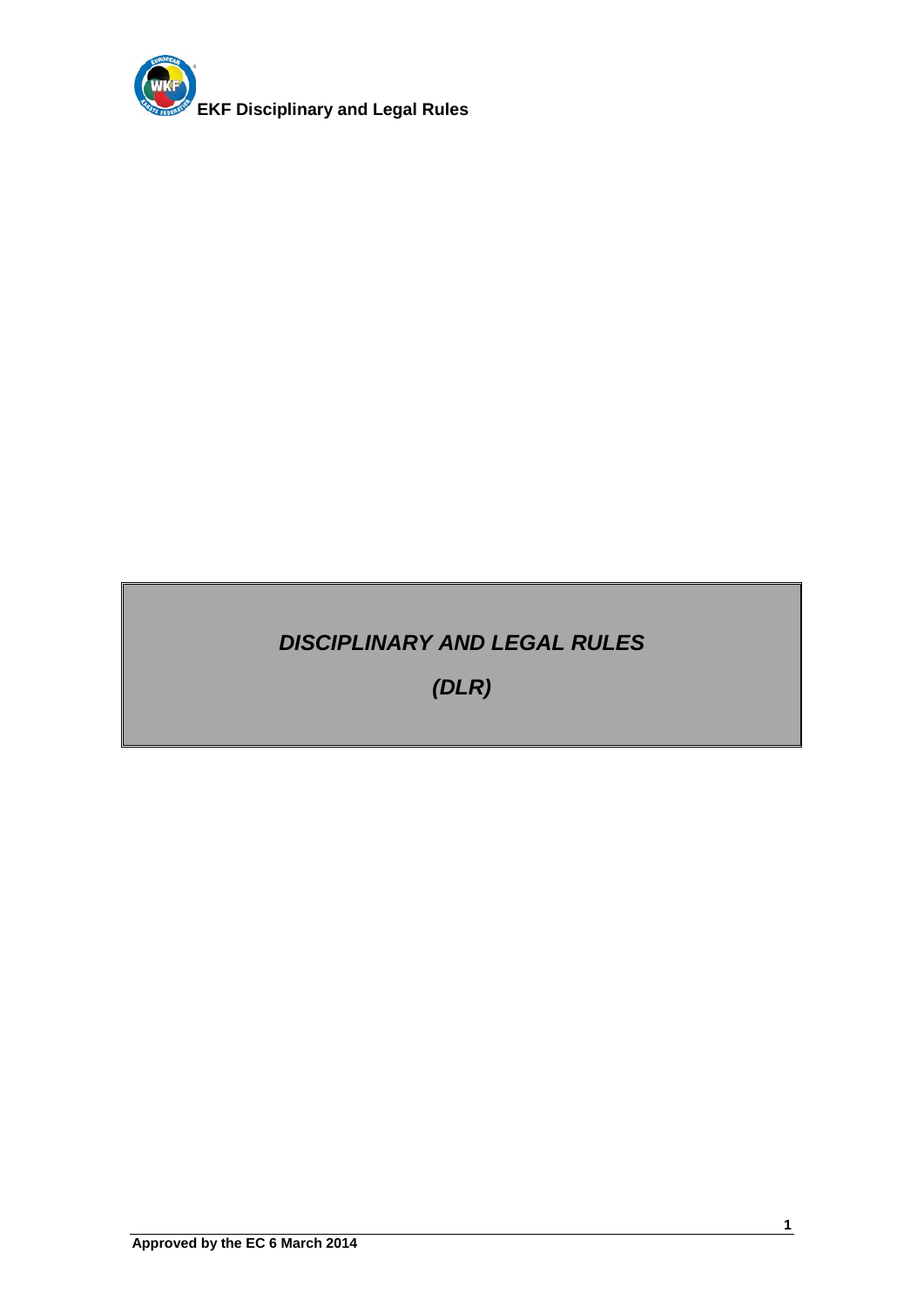# *DISCIPLINARY AND LEGAL RULES*

## *(DLR)*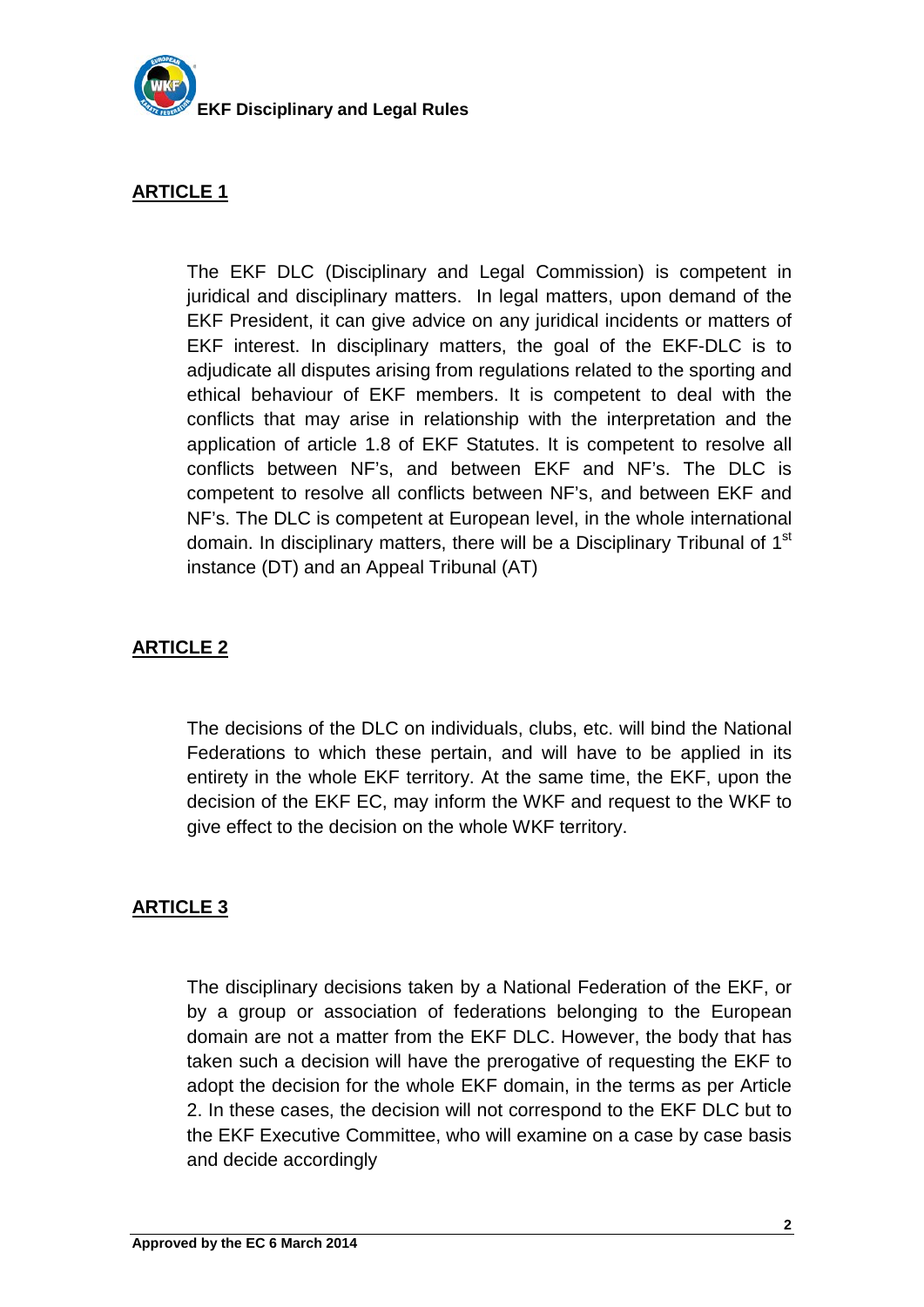## ARTICLE 1

The EKF DLC (Disciplinary and Legal Commission) is competent in juridical and disciplinary matters. In legal matters, upon demand of the EKF President, it can give advice on any juridical incidents or matters of EKF interest. In disciplinary matters, the goal of the EKF-DLC is to adjudicate all disputes arising from regulations related to the sporting and ethical behaviour of EKF members. It is competent to deal with the conflicts that may arise in relationship with the interpretation and the application of article 1.8 of EKF Statutes. It is competent to resolve all conflicts between NF's, and between EKF and NF's. The DLC is competent to resolve all conflicts between NF's, and between EKF and NF's. The DLC is competent at European level, in the whole international domain. In disciplinary matters, there will be a Disciplinary Tribunal of 1st instance (DT) and an Appeal Tribunal (AT)

## ARTICLE 2

The decisions of the DLC on individuals, clubs, etc. will bind the National Federations to which these pertain, and will have to be applied in its entirety in the whole EKF territory. At the same time, the EKF, upon the decision of the EKF EC, may inform the WKF and request to the WKF to give effect to the decision on the whole WKF territory.

## ARTICLE 3

The disciplinary decisions taken by a National Federation of the EKF, or by a group or association of federations belonging to the European domain are not a matter from the EKF DLC. However, the body that has taken such a decision will have the prerogative of requesting the EKF to adopt the decision for the whole EKF domain, in the terms as per Article 2. In these cases, the decision will not correspond to the EKF DLC but to the EKF Executive Committee, who will examine on a case by case basis and decide accordingly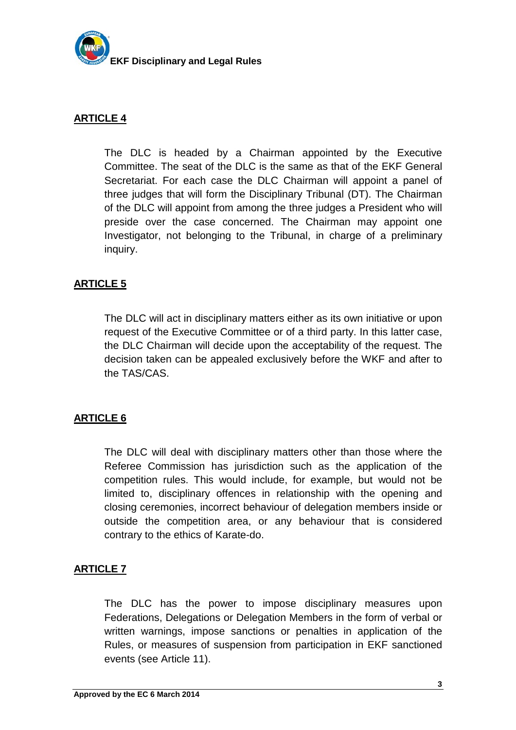## ARTICLE 4

The DLC is headed by a Chairman appointed by the Executive Committee. The seat of the DLC is the same as that of the EKF General Secretariat. For each case the DLC Chairman will appoint a panel of three judges that will form the Disciplinary Tribunal (DT). The Chairman of the DLC will appoint from among the three judges a President who will preside over the case concerned. The Chairman may appoint one Investigator, not belonging to the Tribunal, in charge of a preliminary inquiry.

## ARTICLE 5

The DLC will act in disciplinary matters either as its own initiative or upon request of the Executive Committee or of a third party. In this latter case, the DLC Chairman will decide upon the acceptability of the request. The decision taken can be appealed exclusively before the WKF and after to the TAS/CAS.

## ARTICLE 6

The DLC will deal with disciplinary matters other than those where the Referee Commission has jurisdiction such as the application of the competition rules. This would include, for example, but would not be limited to, disciplinary offences in relationship with the opening and closing ceremonies, incorrect behaviour of delegation members inside or outside the competition area, or any behaviour that is considered contrary to the ethics of Karate-do.

## ARTICLE 7

The DLC has the power to impose disciplinary measures upon Federations, Delegations or Delegation Members in the form of verbal or written warnings, impose sanctions or penalties in application of the Rules, or measures of suspension from participation in EKF sanctioned events (see Article 11).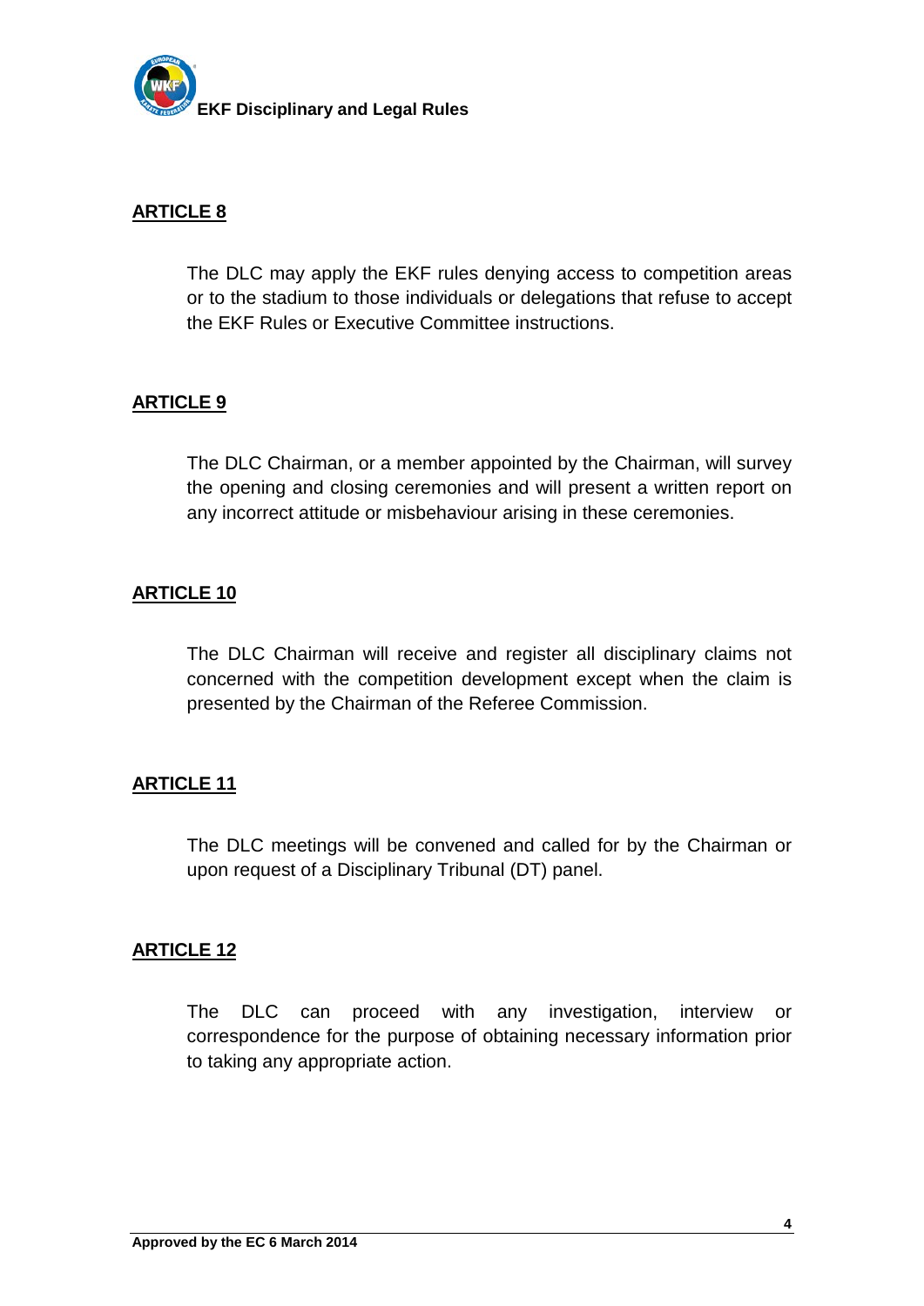## ARTICLE 8

The DLC may apply the EKF rules denying access to competition areas or to the stadium to those individuals or delegations that refuse to accept the EKF Rules or Executive Committee instructions.

## ARTICLE 9

The DLC Chairman, or a member appointed by the Chairman, will survey the opening and closing ceremonies and will present a written report on any incorrect attitude or misbehaviour arising in these ceremonies.

## ARTICLE 10

The DLC Chairman will receive and register all disciplinary claims not concerned with the competition development except when the claim is presented by the Chairman of the Referee Commission.

## ARTICLE 11

The DLC meetings will be convened and called for by the Chairman or upon request of a Disciplinary Tribunal (DT) panel.

## ARTICLE 12

The DLC can proceed with any investigation, interview or correspondence for the purpose of obtaining necessary information prior to taking any appropriate action.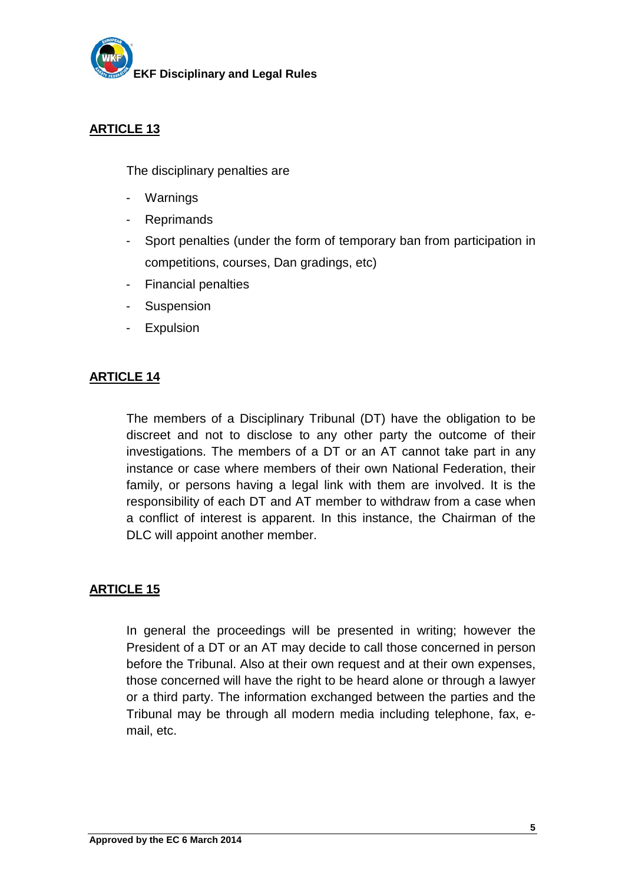## ARTICLE 13

The disciplinary penalties are

- Warnings
- Reprimands
- Sport penalties (under the form of temporary ban from participation in competitions, courses, Dan gradings, etc)
- Financial penalties
- Suspension
- Expulsion

## ARTICLE 14

The members of a Disciplinary Tribunal (DT) have the obligation to be discreet and not to disclose to any other party the outcome of their investigations. The members of a DT or an AT cannot take part in any instance or case where members of their own National Federation, their family, or persons having a legal link with them are involved. It is the responsibility of each DT and AT member to withdraw from a case when a conflict of interest is apparent. In this instance, the Chairman of the DLC will appoint another member.

## ARTICLE 15

In general the proceedings will be presented in writing; however the President of a DT or an AT may decide to call those concerned in person before the Tribunal. Also at their own request and at their own expenses, those concerned will have the right to be heard alone or through a lawyer or a third party. The information exchanged between the parties and the Tribunal may be through all modern media including telephone, fax, e-mail, etc.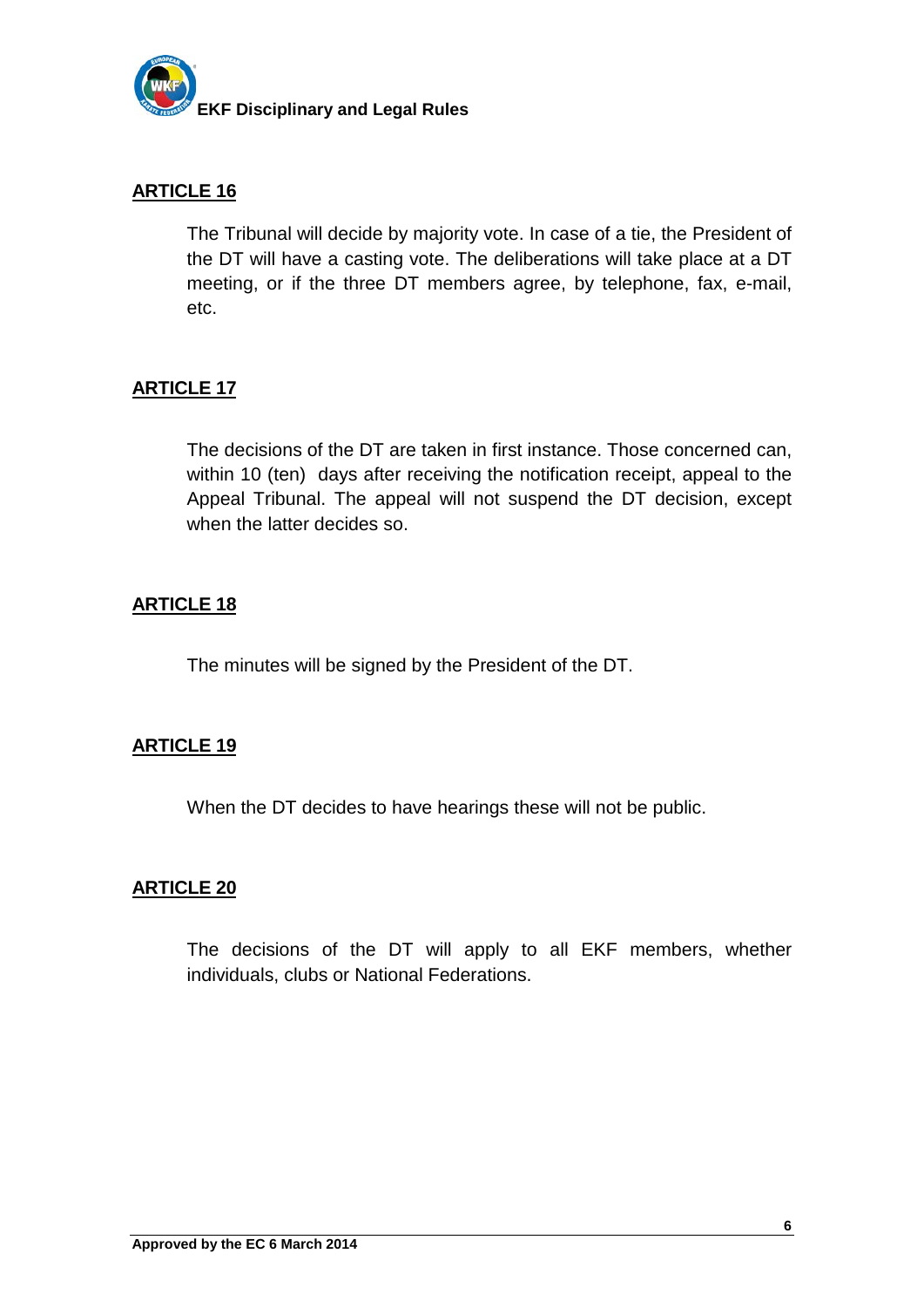## ARTICLE 16

The Tribunal will decide by majority vote. In case of a tie, the President of the DT will have a casting vote. The deliberations will take place at a DT meeting, or if the three DT members agree, by telephone, fax, e-mail, etc.

## ARTICLE 17

The decisions of the DT are taken in first instance. Those concerned can, within 10 (ten) days after receiving the notification receipt, appeal to the Appeal Tribunal. The appeal will not suspend the DT decision, except when the latter decides so.

## ARTICLE 18

The minutes will be signed by the President of the DT.

## ARTICLE 19

When the DT decides to have hearings these will not be public.

## ARTICLE 20

The decisions of the DT will apply to all EKF members, whether individuals, clubs or National Federations.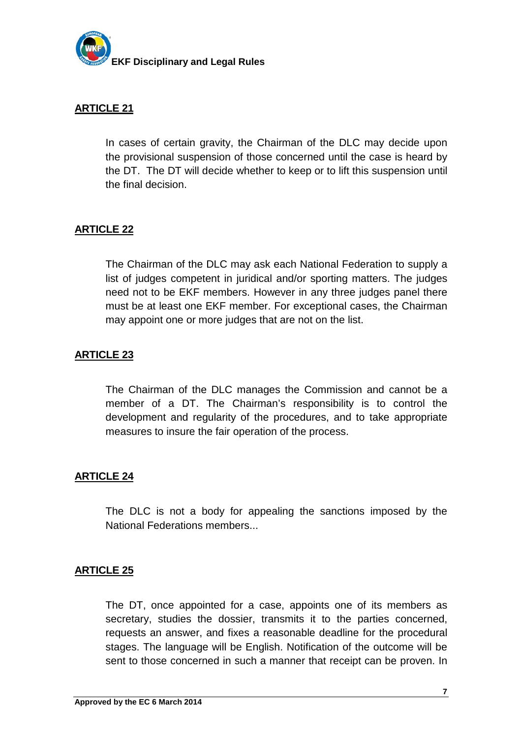## ARTICLE 21

In cases of certain gravity, the Chairman of the DLC may decide upon the provisional suspension of those concerned until the case is heard by the DT. The DT will decide whether to keep or to lift this suspension until the final decision.

## ARTICLE 22

The Chairman of the DLC may ask each National Federation to supply a list of judges competent in juridical and/or sporting matters. The judges need not to be EKF members. However in any three judges panel there must be at least one EKF member. For exceptional cases, the Chairman may appoint one or more judges that are not on the list.

## ARTICLE 23

The Chairman of the DLC manages the Commission and cannot be a member of a DT. The Chairman's responsibility is to control the development and regularity of the procedures, and to take appropriate measures to insure the fair operation of the process.

## ARTICLE 24

The DLC is not a body for appealing the sanctions imposed by the National Federations members...

## ARTICLE 25

The DT, once appointed for a case, appoints one of its members as secretary, studies the dossier, transmits it to the parties concerned, requests an answer, and fixes a reasonable deadline for the procedural stages. The language will be English. Notification of the outcome will be sent to those concerned in such a manner that receipt can be proven. In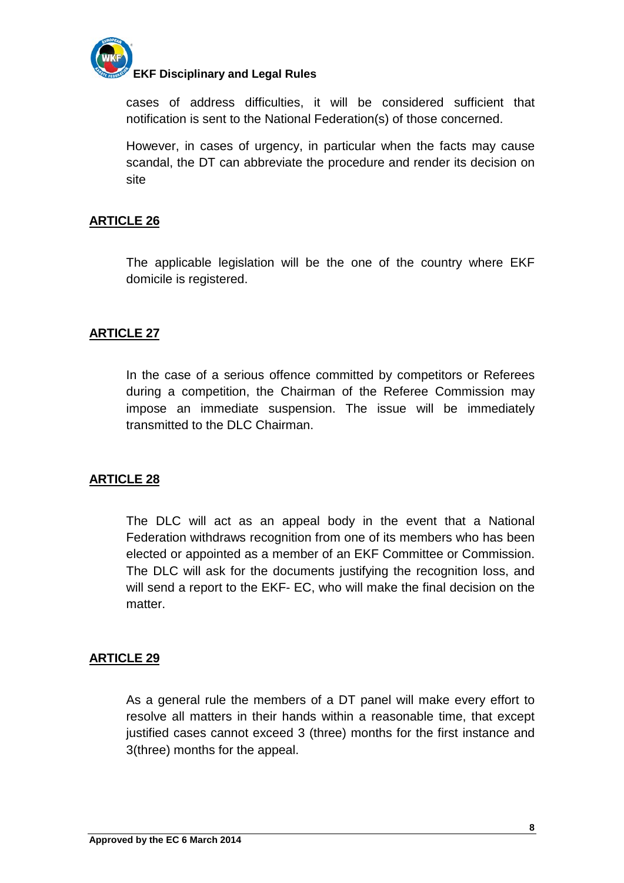cases of address difficulties, it will be considered sufficient that notification is sent to the National Federation(s) of those concerned.

However, in cases of urgency, in particular when the facts may cause scandal, the DT can abbreviate the procedure and render its decision on site

## ARTICLE 26

The applicable legislation will be the one of the country where EKF domicile is registered.

## ARTICLE 27

In the case of a serious offence committed by competitors or Referees during a competition, the Chairman of the Referee Commission may impose an immediate suspension. The issue will be immediately transmitted to the DLC Chairman.

## ARTICLE 28

The DLC will act as an appeal body in the event that a National Federation withdraws recognition from one of its members who has been elected or appointed as a member of an EKF Committee or Commission. The DLC will ask for the documents justifying the recognition loss, and will send a report to the EKF- EC, who will make the final decision on the matter.

## ARTICLE 29

As a general rule the members of a DT panel will make every effort to resolve all matters in their hands within a reasonable time, that except justified cases cannot exceed 3 (three) months for the first instance and 3(three) months for the appeal.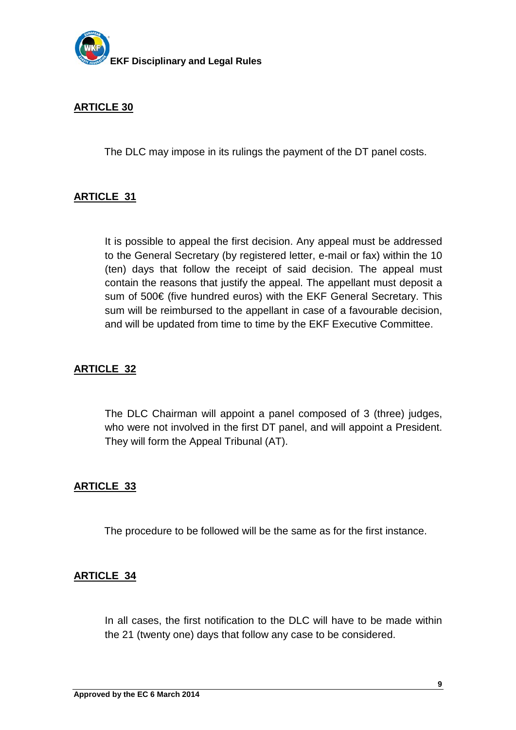## ARTICLE 30

The DLC may impose in its rulings the payment of the DT panel costs.

## ARTICLE 31

It is possible to appeal the first decision. Any appeal must be addressed to the General Secretary (by registered letter, e-mail or fax) within the 10 (ten) days that follow the receipt of said decision. The appeal must contain the reasons that justify the appeal. The appellant must deposit a sum of 500€ (five hundred euros) with the EKF General Secretary. This sum will be reimbursed to the appellant in case of a favourable decision, and will be updated from time to time by the EKF Executive Committee.

## ARTICLE 32

The DLC Chairman will appoint a panel composed of 3 (three) judges, who were not involved in the first DT panel, and will appoint a President. They will form the Appeal Tribunal (AT).

## ARTICLE 33

The procedure to be followed will be the same as for the first instance.

## ARTICLE 34

In all cases, the first notification to the DLC will have to be made within the 21 (twenty one) days that follow any case to be considered.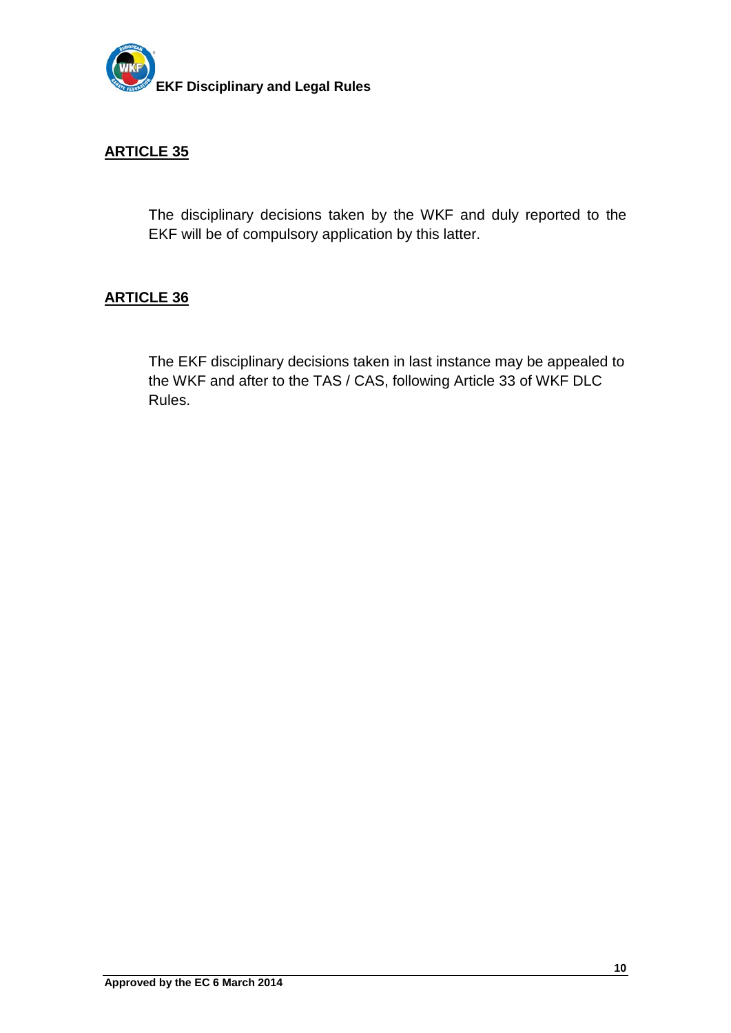## ARTICLE 35

The disciplinary decisions taken by the WKF and duly reported to the EKF will be of compulsory application by this latter.

## ARTICLE 36

The EKF disciplinary decisions taken in last instance may be appealed to the WKF and after to the TAS / CAS, following Article 33 of WKF DLC Rules.